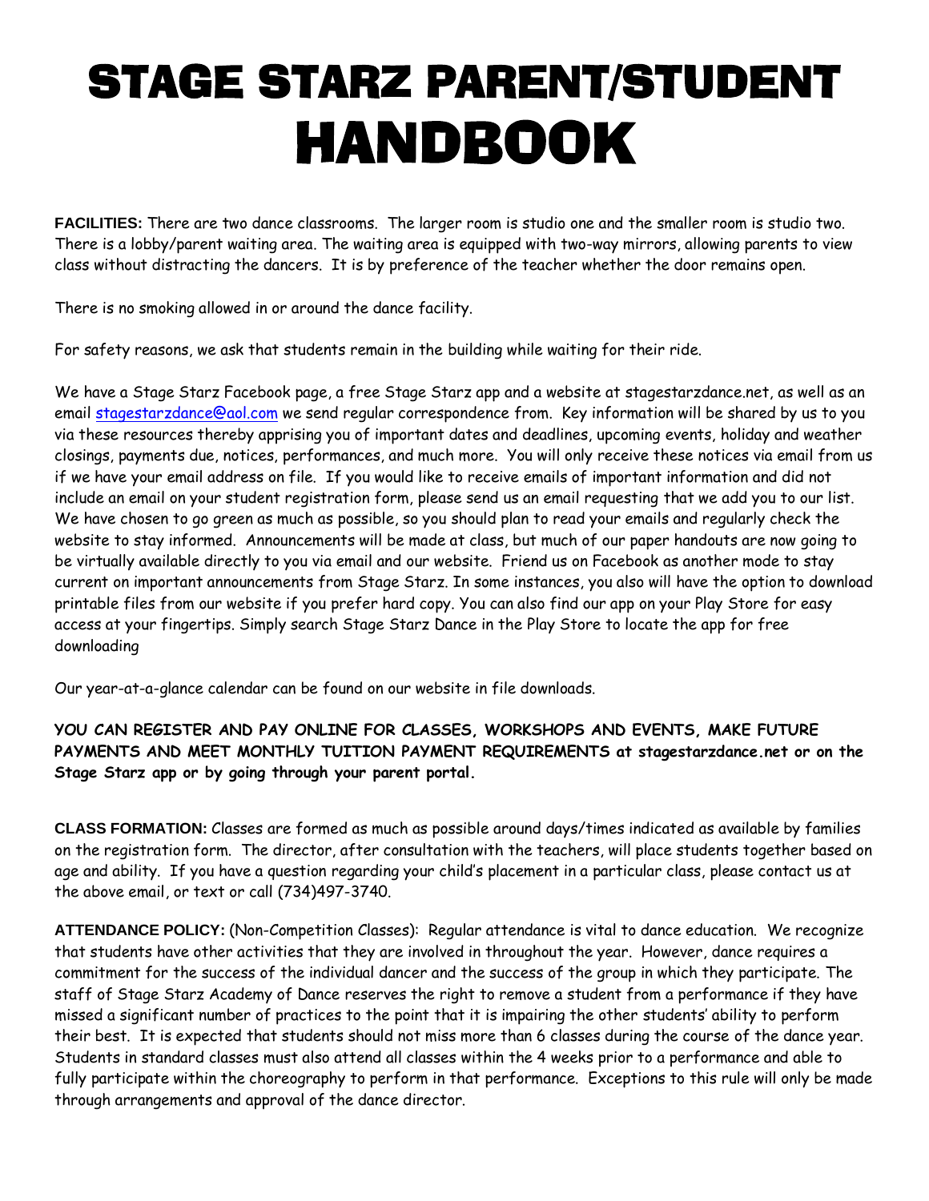# STAGE STARZ PARENT/STUDENT HANDBOOK

**FACILITIES:** There are two dance classrooms. The larger room is studio one and the smaller room is studio two. There is a lobby/parent waiting area. The waiting area is equipped with two-way mirrors, allowing parents to view class without distracting the dancers. It is by preference of the teacher whether the door remains open.

There is no smoking allowed in or around the dance facility.

For safety reasons, we ask that students remain in the building while waiting for their ride.

We have a Stage Starz Facebook page, a free Stage Starz app and a website at stagestarzdance.net, as well as an email stagestarzdance@aol.com we send regular correspondence from. Key information will be shared by us to you via these resources thereby apprising you of important dates and deadlines, upcoming events, holiday and weather closings, payments due, notices, performances, and much more. You will only receive these notices via email from us if we have your email address on file. If you would like to receive emails of important information and did not include an email on your student registration form, please send us an email requesting that we add you to our list. We have chosen to go green as much as possible, so you should plan to read your emails and regularly check the website to stay informed. Announcements will be made at class, but much of our paper handouts are now going to be virtually available directly to you via email and our website. Friend us on Facebook as another mode to stay current on important announcements from Stage Starz. In some instances, you also will have the option to download printable files from our website if you prefer hard copy. You can also find our app on your Play Store for easy access at your fingertips. Simply search Stage Starz Dance in the Play Store to locate the app for free downloading

Our year-at-a-glance calendar can be found on our website in file downloads.

***YOU CAN REGISTER AND PAY ONLINE FOR CLASSES, WORKSHOPS AND EVENTS, MAKE FUTURE PAYMENTS AND MEET MONTHLY TUITION PAYMENT REQUIREMENTS* at stagestarzdance.net or on the Stage Starz app or by going through your parent portal.**

**CLASS FORMATION:** Classes are formed as much as possible around days/times indicated as available by families on the registration form. The director, after consultation with the teachers, will place students together based on age and ability. If you have a question regarding your child's placement in a particular class, please contact us at the above email, or text or call (734)497-3740.

**ATTENDANCE POLICY:** (Non-Competition Classes): Regular attendance is vital to dance education. We recognize that students have other activities that they are involved in throughout the year. However, dance requires a commitment for the success of the individual dancer and the success of the group in which they participate. The staff of Stage Starz Academy of Dance reserves the right to remove a student from a performance if they have missed a significant number of practices to the point that it is impairing the other students' ability to perform their best. It is expected that students should not miss more than 6 classes during the course of the dance year. Students in standard classes must also attend all classes within the 4 weeks prior to a performance and able to fully participate within the choreography to perform in that performance. Exceptions to this rule will only be made through arrangements and approval of the dance director.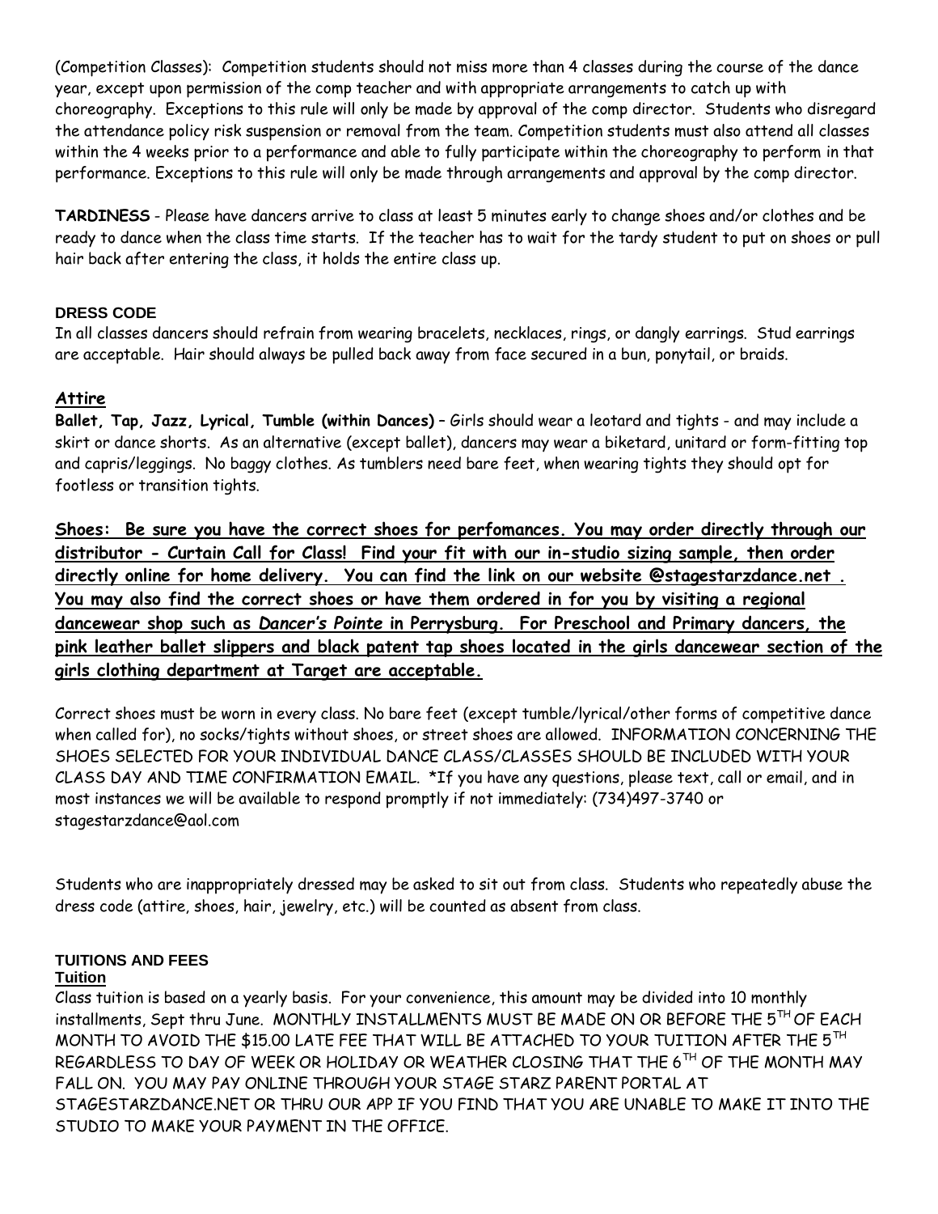(Competition Classes): Competition students should not miss more than 4 classes during the course of the dance year, except upon permission of the comp teacher and with appropriate arrangements to catch up with choreography. Exceptions to this rule will only be made by approval of the comp director. Students who disregard the attendance policy risk suspension or removal from the team. Competition students must also attend all classes within the 4 weeks prior to a performance and able to fully participate within the choreography to perform in that performance. Exceptions to this rule will only be made through arrangements and approval by the comp director.

**TARDINESS** - Please have dancers arrive to class at least 5 minutes early to change shoes and/or clothes and be ready to dance when the class time starts. If the teacher has to wait for the tardy student to put on shoes or pull hair back after entering the class, it holds the entire class up.

**DRESS CODE**

In all classes dancers should refrain from wearing bracelets, necklaces, rings, or dangly earrings. Stud earrings are acceptable. Hair should always be pulled back away from face secured in a bun, ponytail, or braids.

**Attire**

**Ballet, Tap, Jazz, Lyrical, Tumble (within Dances)** – Girls should wear a leotard and tights - and may include a skirt or dance shorts. As an alternative (except ballet), dancers may wear a biketard, unitard or form-fitting top and capris/leggings. No baggy clothes. As tumblers need bare feet, when wearing tights they should opt for footless or transition tights.

**Shoes: Be sure you have the correct shoes for perfomances. You may order directly through our distributor - Curtain Call for Class! Find your fit with our in-studio sizing sample, then order directly online for home delivery. You can find the link on our website @stagestarzdance.net . You may also find the correct shoes or have them ordered in for you by visiting a regional dancewear shop such as *Dancer's Pointe* in Perrysburg. For Preschool and Primary dancers, the pink leather ballet slippers and black patent tap shoes located in the girls dancewear section of the girls clothing department at Target are acceptable.**

Correct shoes must be worn in every class. No bare feet (except tumble/lyrical/other forms of competitive dance when called for), no socks/tights without shoes, or street shoes are allowed. INFORMATION CONCERNING THE SHOES SELECTED FOR YOUR INDIVIDUAL DANCE CLASS/CLASSES SHOULD BE INCLUDED WITH YOUR CLASS DAY AND TIME CONFIRMATION EMAIL. *If you have any questions, please text, call or email, and in most instances we will be available to respond promptly if not immediately: (734)497-3740 or stagestarzdance@aol.com

Students who are inappropriately dressed may be asked to sit out from class. Students who repeatedly abuse the dress code (attire, shoes, hair, jewelry, etc.) will be counted as absent from class.

**TUITIONS AND FEES**

**Tuition**

Class tuition is based on a yearly basis. For your convenience, this amount may be divided into 10 monthly installments, Sept thru June. MONTHLY INSTALLMENTS MUST BE MADE ON OR BEFORE THE 5TH OF EACH MONTH TO AVOID THE $15.00 LATE FEE THAT WILL BE ATTACHED TO YOUR TUITION AFTER THE 5TH REGARDLESS TO DAY OF WEEK OR HOLIDAY OR WEATHER CLOSING THAT THE 6TH OF THE MONTH MAY FALL ON. YOU MAY PAY ONLINE THROUGH YOUR STAGE STARZ PARENT PORTAL AT STAGESTARZDANCE.NET OR THRU OUR APP IF YOU FIND THAT YOU ARE UNABLE TO MAKE IT INTO THE STUDIO TO MAKE YOUR PAYMENT IN THE OFFICE.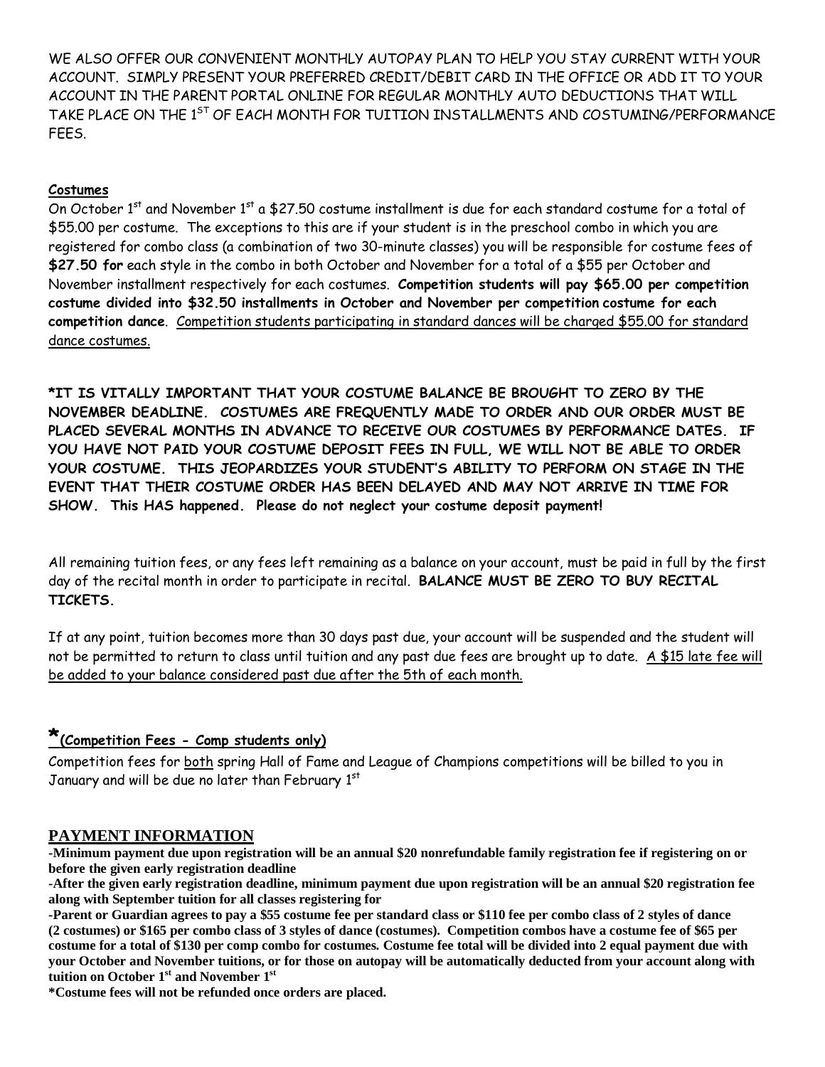WE ALSO OFFER OUR CONVENIENT MONTHLY AUTOPAY PLAN TO HELP YOU STAY CURRENT WITH YOUR ACCOUNT. SIMPLY PRESENT YOUR PREFERRED CREDIT/DEBIT CARD IN THE OFFICE OR ADD IT TO YOUR ACCOUNT IN THE PARENT PORTAL ONLINE FOR REGULAR MONTHLY AUTO DEDUCTIONS THAT WILL TAKE PLACE ON THE 1ST OF EACH MONTH FOR TUITION INSTALLMENTS AND COSTUMING/PERFORMANCE FEES.

**Costumes**

On October 1st and November 1st a $27.50 costume installment is due for each standard costume for a total of $55.00 per costume. The exceptions to this are if your student is in the preschool combo in which you are registered for combo class (a combination of two 30-minute classes) you will be responsible for costume fees of **$27.50 for** each style in the combo in both October and November for a total of a $55 per October and November installment respectively for each costumes. **Competition students will pay $65.00 per competition costume divided into $32.50 installments in October and November per competition costume for each competition dance**. Competition students participating in standard dances will be charged $55.00 for standard dance costumes.

***IT IS VITALLY IMPORTANT THAT YOUR COSTUME BALANCE BE BROUGHT TO ZERO BY THE NOVEMBER DEADLINE. COSTUMES ARE FREQUENTLY MADE TO ORDER AND OUR ORDER MUST BE PLACED SEVERAL MONTHS IN ADVANCE TO RECEIVE OUR COSTUMES BY PERFORMANCE DATES. IF YOU HAVE NOT PAID YOUR COSTUME DEPOSIT FEES IN FULL, WE WILL NOT BE ABLE TO ORDER YOUR COSTUME. THIS JEOPARDIZES YOUR STUDENT'S ABILITY TO PERFORM ON STAGE IN THE EVENT THAT THEIR COSTUME ORDER HAS BEEN DELAYED AND MAY NOT ARRIVE IN TIME FOR SHOW. This HAS happened. Please do not neglect your costume deposit payment!**

All remaining tuition fees, or any fees left remaining as a balance on your account, must be paid in full by the first day of the recital month in order to participate in recital. **BALANCE MUST BE ZERO TO BUY RECITAL TICKETS.**

If at any point, tuition becomes more than 30 days past due, your account will be suspended and the student will not be permitted to return to class until tuition and any past due fees are brought up to date. A $15 late fee will be added to your balance considered past due after the 5th of each month.

**\*(Competition Fees - Comp students only)**

Competition fees for both spring Hall of Fame and League of Champions competitions will be billed to you in January and will be due no later than February 1st

## PAYMENT INFORMATION

**-Minimum payment due upon registration will be an annual $20 nonrefundable family registration fee if registering on or before the given early registration deadline**

**-After the given early registration deadline, minimum payment due upon registration will be an annual $20 registration fee along with September tuition for all classes registering for**

**-Parent or Guardian agrees to pay a $55 costume fee per standard class or $110 fee per combo class of 2 styles of dance (2 costumes) or $165 per combo class of 3 styles of dance (costumes). Competition combos have a costume fee of $65 per costume for a total of $130 per comp combo for costumes. Costume fee total will be divided into 2 equal payment due with your October and November tuitions, or for those on autopay will be automatically deducted from your account along with tuition on October 1st and November 1st**

**\*Costume fees will not be refunded once orders are placed.**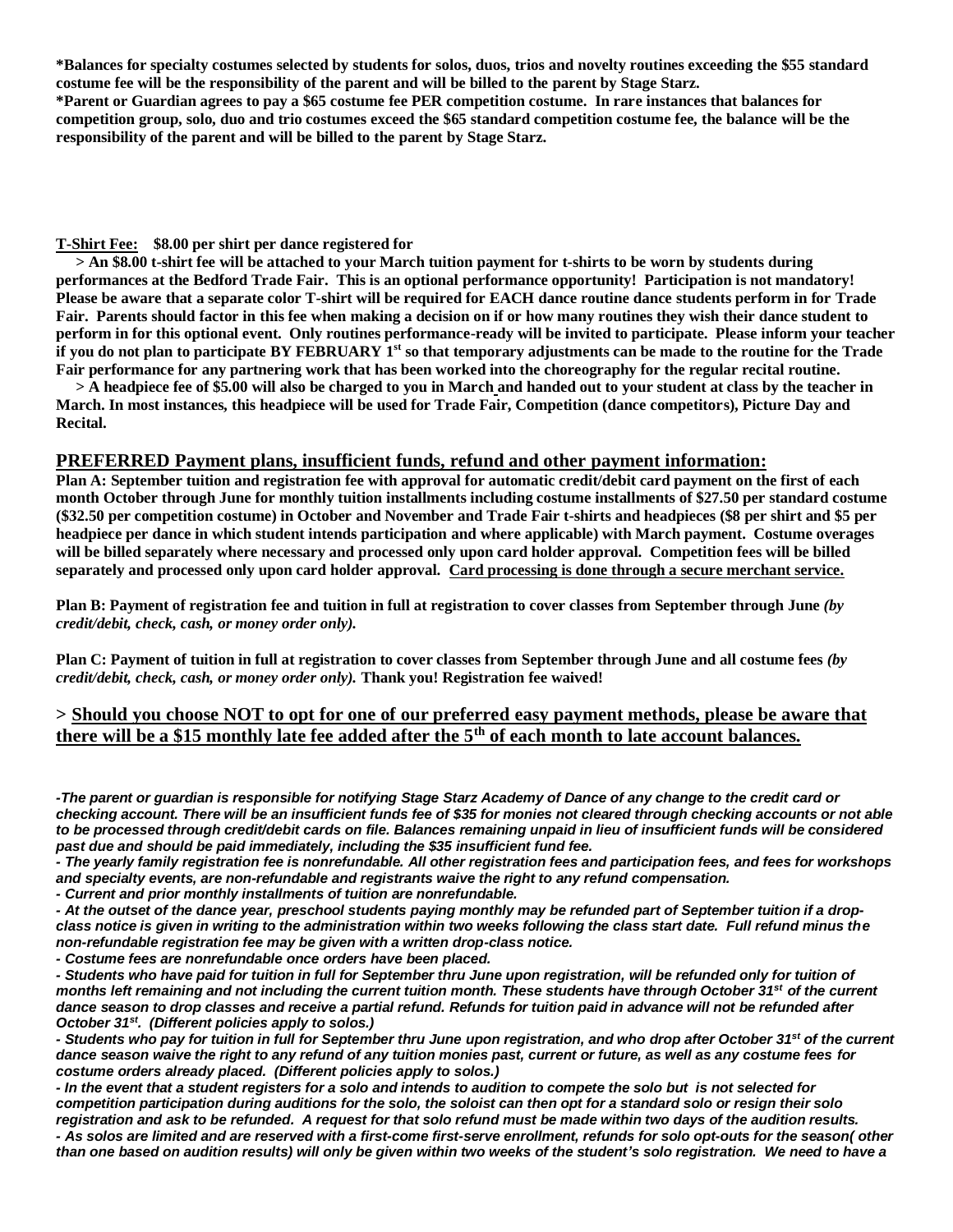**\*Balances for specialty costumes selected by students for solos, duos, trios and novelty routines exceeding the $55 standard costume fee will be the responsibility of the parent and will be billed to the parent by Stage Starz.**

**\*Parent or Guardian agrees to pay a $65 costume fee PER competition costume. In rare instances that balances for competition group, solo, duo and trio costumes exceed the $65 standard competition costume fee, the balance will be the responsibility of the parent and will be billed to the parent by Stage Starz.**

**<u>T-Shirt Fee:</u> $8.00 per shirt per dance registered for**

**> An $8.00 t-shirt fee will be attached to your March tuition payment for t-shirts to be worn by students during performances at the Bedford Trade Fair. This is an optional performance opportunity! Participation is not mandatory! Please be aware that a separate color T-shirt will be required for EACH dance routine dance students perform in for Trade Fair. Parents should factor in this fee when making a decision on if or how many routines they wish their dance student to perform in for this optional event. Only routines performance-ready will be invited to participate. Please inform your teacher if you do not plan to participate BY FEBRUARY 1st so that temporary adjustments can be made to the routine for the Trade Fair performance for any partnering work that has been worked into the choreography for the regular recital routine.**

**> A headpiece fee of $5.00 will also be charged to you in March and handed out to your student at class by the teacher in March. In most instances, this headpiece will be used for Trade Fair, Competition (dance competitors), Picture Day and Recital.**

## <u>PREFERRED Payment plans, insufficient funds, refund and other payment information:</u>

**Plan A: September tuition and registration fee with approval for automatic credit/debit card payment on the first of each month October through June for monthly tuition installments including costume installments of $27.50 per standard costume ($32.50 per competition costume) in October and November and Trade Fair t-shirts and headpieces ($8 per shirt and $5 per headpiece per dance in which student intends participation and where applicable) with March payment. Costume overages will be billed separately where necessary and processed only upon card holder approval. Competition fees will be billed separately and processed only upon card holder approval. <u>Card processing is done through a secure merchant service.</u>**

**Plan B: Payment of registration fee and tuition in full at registration to cover classes from September through June *(by credit/debit, check, cash, or money order only).***

**Plan C: Payment of tuition in full at registration to cover classes from September through June and all costume fees *(by credit/debit, check, cash, or money order only).* Thank you! Registration fee waived!**

### > <u>Should you choose NOT to opt for one of our preferred easy payment methods, please be aware that there will be a $15 monthly late fee added after the 5th of each month to late account balances.</u>

***-The parent or guardian is responsible for notifying Stage Starz Academy of Dance of any change to the credit card or checking account. There will be an insufficient funds fee of $35 for monies not cleared through checking accounts or not able to be processed through credit/debit cards on file. Balances remaining unpaid in lieu of insufficient funds will be considered past due and should be paid immediately, including the $35 insufficient fund fee.***

***- The yearly family registration fee is nonrefundable. All other registration fees and participation fees, and fees for workshops and specialty events, are non-refundable and registrants waive the right to any refund compensation.***

***- Current and prior monthly installments of tuition are nonrefundable.***

***- At the outset of the dance year, preschool students paying monthly may be refunded part of September tuition if a drop-class notice is given in writing to the administration within two weeks following the class start date. Full refund minus the non-refundable registration fee may be given with a written drop-class notice.***

***- Costume fees are nonrefundable once orders have been placed.***

***- Students who have paid for tuition in full for September thru June upon registration, will be refunded only for tuition of months left remaining and not including the current tuition month. These students have through October 31st of the current dance season to drop classes and receive a partial refund. Refunds for tuition paid in advance will not be refunded after October 31st. (Different policies apply to solos.)***

***- Students who pay for tuition in full for September thru June upon registration, and who drop after October 31st of the current dance season waive the right to any refund of any tuition monies past, current or future, as well as any costume fees for costume orders already placed. (Different policies apply to solos.)***

***- In the event that a student registers for a solo and intends to audition to compete the solo but is not selected for competition participation during auditions for the solo, the soloist can then opt for a standard solo or resign their solo registration and ask to be refunded. A request for that solo refund must be made within two days of the audition results.***

***- As solos are limited and are reserved with a first-come first-serve enrollment, refunds for solo opt-outs for the season( other than one based on audition results) will only be given within two weeks of the student's solo registration. We need to have a***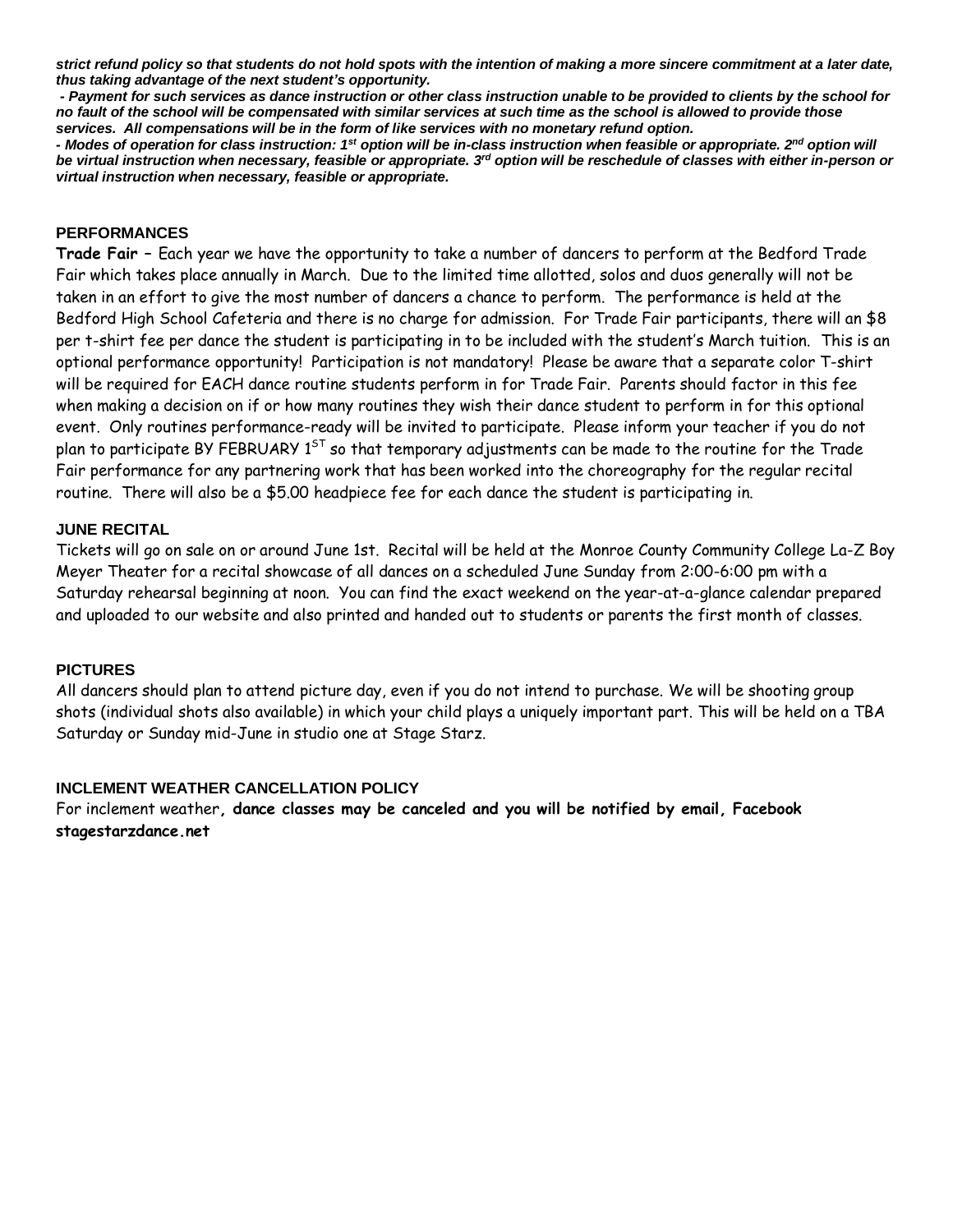***strict refund policy so that students do not hold spots with the intention of making a more sincere commitment at a later date, thus taking advantage of the next student's opportunity.***

***- Payment for such services as dance instruction or other class instruction unable to be provided to clients by the school for no fault of the school will be compensated with similar services at such time as the school is allowed to provide those services. All compensations will be in the form of like services with no monetary refund option.***

***- Modes of operation for class instruction: 1st option will be in-class instruction when feasible or appropriate. 2nd option will be virtual instruction when necessary, feasible or appropriate. 3rd option will be reschedule of classes with either in-person or virtual instruction when necessary, feasible or appropriate.***

**PERFORMANCES**

**Trade Fair –** Each year we have the opportunity to take a number of dancers to perform at the Bedford Trade Fair which takes place annually in March. Due to the limited time allotted, solos and duos generally will not be taken in an effort to give the most number of dancers a chance to perform. The performance is held at the Bedford High School Cafeteria and there is no charge for admission. For Trade Fair participants, there will an $8 per t-shirt fee per dance the student is participating in to be included with the student's March tuition. This is an optional performance opportunity! Participation is not mandatory! Please be aware that a separate color T-shirt will be required for EACH dance routine students perform in for Trade Fair. Parents should factor in this fee when making a decision on if or how many routines they wish their dance student to perform in for this optional event. Only routines performance-ready will be invited to participate. Please inform your teacher if you do not plan to participate BY FEBRUARY 1ST so that temporary adjustments can be made to the routine for the Trade Fair performance for any partnering work that has been worked into the choreography for the regular recital routine. There will also be a $5.00 headpiece fee for each dance the student is participating in.

**JUNE RECITAL**

Tickets will go on sale on or around June 1st. Recital will be held at the Monroe County Community College La-Z Boy Meyer Theater for a recital showcase of all dances on a scheduled June Sunday from 2:00-6:00 pm with a Saturday rehearsal beginning at noon. You can find the exact weekend on the year-at-a-glance calendar prepared and uploaded to our website and also printed and handed out to students or parents the first month of classes.

**PICTURES**

All dancers should plan to attend picture day, even if you do not intend to purchase. We will be shooting group shots (individual shots also available) in which your child plays a uniquely important part. This will be held on a TBA Saturday or Sunday mid-June in studio one at Stage Starz.

**INCLEMENT WEATHER CANCELLATION POLICY**

For inclement weather**, dance classes may be canceled and you will be notified by email, Facebook stagestarzdance.net**